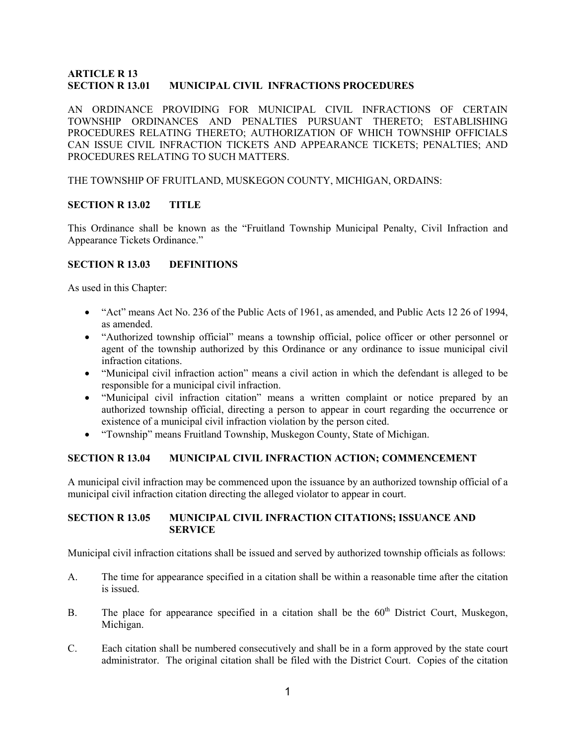**ARTICLE R 13**
**SECTION R 13.01 MUNICIPAL CIVIL INFRACTIONS PROCEDURES**

AN ORDINANCE PROVIDING FOR MUNICIPAL CIVIL INFRACTIONS OF CERTAIN TOWNSHIP ORDINANCES AND PENALTIES PURSUANT THERETO; ESTABLISHING PROCEDURES RELATING THERETO; AUTHORIZATION OF WHICH TOWNSHIP OFFICIALS CAN ISSUE CIVIL INFRACTION TICKETS AND APPEARANCE TICKETS; PENALTIES; AND PROCEDURES RELATING TO SUCH MATTERS.

THE TOWNSHIP OF FRUITLAND, MUSKEGON COUNTY, MICHIGAN, ORDAINS:

**SECTION R 13.02 TITLE**

This Ordinance shall be known as the "Fruitland Township Municipal Penalty, Civil Infraction and Appearance Tickets Ordinance."

**SECTION R 13.03 DEFINITIONS**

As used in this Chapter:

- "Act" means Act No. 236 of the Public Acts of 1961, as amended, and Public Acts 12 26 of 1994, as amended.
- "Authorized township official" means a township official, police officer or other personnel or agent of the township authorized by this Ordinance or any ordinance to issue municipal civil infraction citations.
- "Municipal civil infraction action" means a civil action in which the defendant is alleged to be responsible for a municipal civil infraction.
- "Municipal civil infraction citation" means a written complaint or notice prepared by an authorized township official, directing a person to appear in court regarding the occurrence or existence of a municipal civil infraction violation by the person cited.
- "Township" means Fruitland Township, Muskegon County, State of Michigan.

**SECTION R 13.04 MUNICIPAL CIVIL INFRACTION ACTION; COMMENCEMENT**

A municipal civil infraction may be commenced upon the issuance by an authorized township official of a municipal civil infraction citation directing the alleged violator to appear in court.

**SECTION R 13.05 MUNICIPAL CIVIL INFRACTION CITATIONS; ISSUANCE AND SERVICE**

Municipal civil infraction citations shall be issued and served by authorized township officials as follows:

A. The time for appearance specified in a citation shall be within a reasonable time after the citation is issued.

B. The place for appearance specified in a citation shall be the 60th District Court, Muskegon, Michigan.

C. Each citation shall be numbered consecutively and shall be in a form approved by the state court administrator. The original citation shall be filed with the District Court. Copies of the citation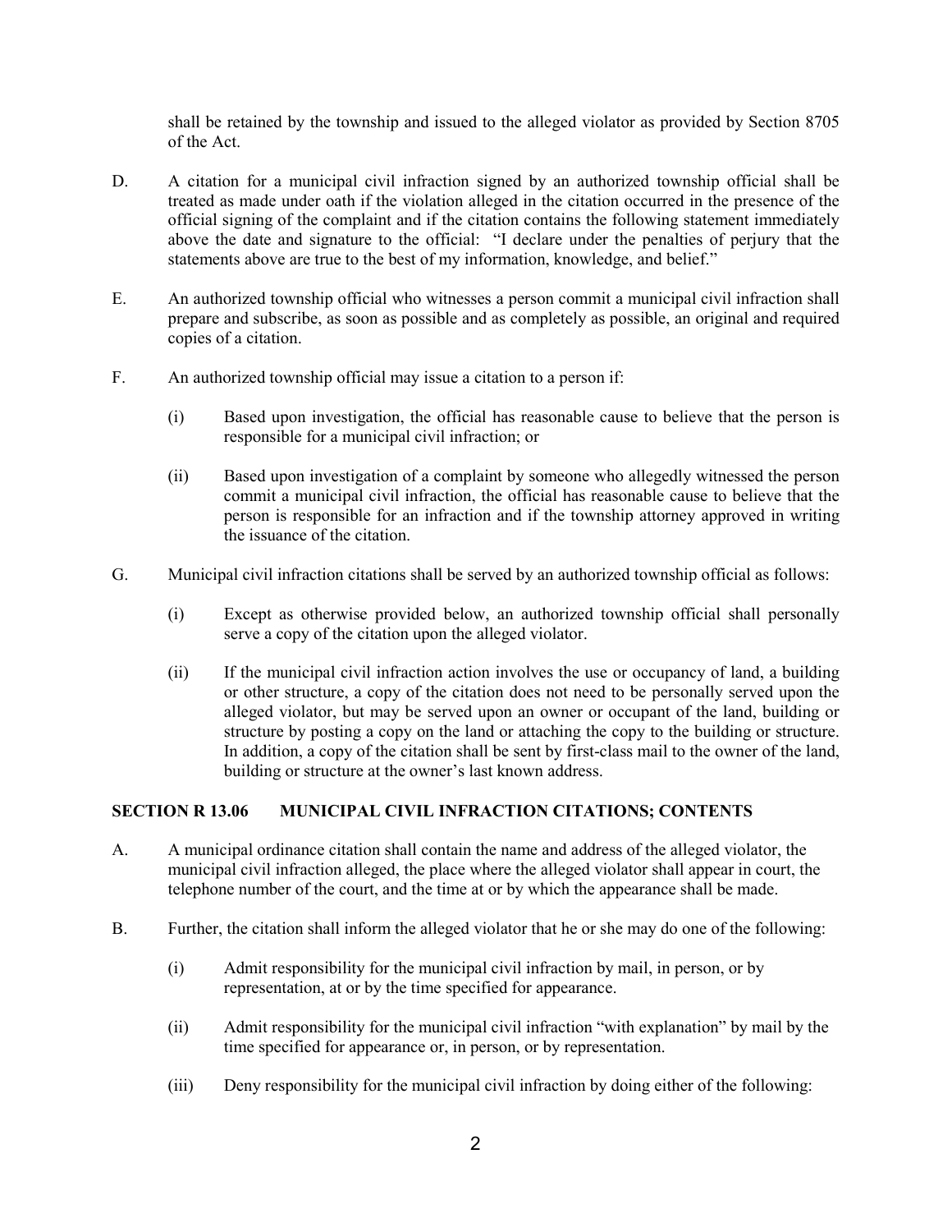shall be retained by the township and issued to the alleged violator as provided by Section 8705 of the Act.

D. A citation for a municipal civil infraction signed by an authorized township official shall be treated as made under oath if the violation alleged in the citation occurred in the presence of the official signing of the complaint and if the citation contains the following statement immediately above the date and signature to the official: "I declare under the penalties of perjury that the statements above are true to the best of my information, knowledge, and belief."

E. An authorized township official who witnesses a person commit a municipal civil infraction shall prepare and subscribe, as soon as possible and as completely as possible, an original and required copies of a citation.

F. An authorized township official may issue a citation to a person if:

   (i) Based upon investigation, the official has reasonable cause to believe that the person is responsible for a municipal civil infraction; or

   (ii) Based upon investigation of a complaint by someone who allegedly witnessed the person commit a municipal civil infraction, the official has reasonable cause to believe that the person is responsible for an infraction and if the township attorney approved in writing the issuance of the citation.

G. Municipal civil infraction citations shall be served by an authorized township official as follows:

   (i) Except as otherwise provided below, an authorized township official shall personally serve a copy of the citation upon the alleged violator.

   (ii) If the municipal civil infraction action involves the use or occupancy of land, a building or other structure, a copy of the citation does not need to be personally served upon the alleged violator, but may be served upon an owner or occupant of the land, building or structure by posting a copy on the land or attaching the copy to the building or structure. In addition, a copy of the citation shall be sent by first-class mail to the owner of the land, building or structure at the owner's last known address.

## SECTION R 13.06 MUNICIPAL CIVIL INFRACTION CITATIONS; CONTENTS

A. A municipal ordinance citation shall contain the name and address of the alleged violator, the municipal civil infraction alleged, the place where the alleged violator shall appear in court, the telephone number of the court, and the time at or by which the appearance shall be made.

B. Further, the citation shall inform the alleged violator that he or she may do one of the following:

   (i) Admit responsibility for the municipal civil infraction by mail, in person, or by representation, at or by the time specified for appearance.

   (ii) Admit responsibility for the municipal civil infraction "with explanation" by mail by the time specified for appearance or, in person, or by representation.

   (iii) Deny responsibility for the municipal civil infraction by doing either of the following: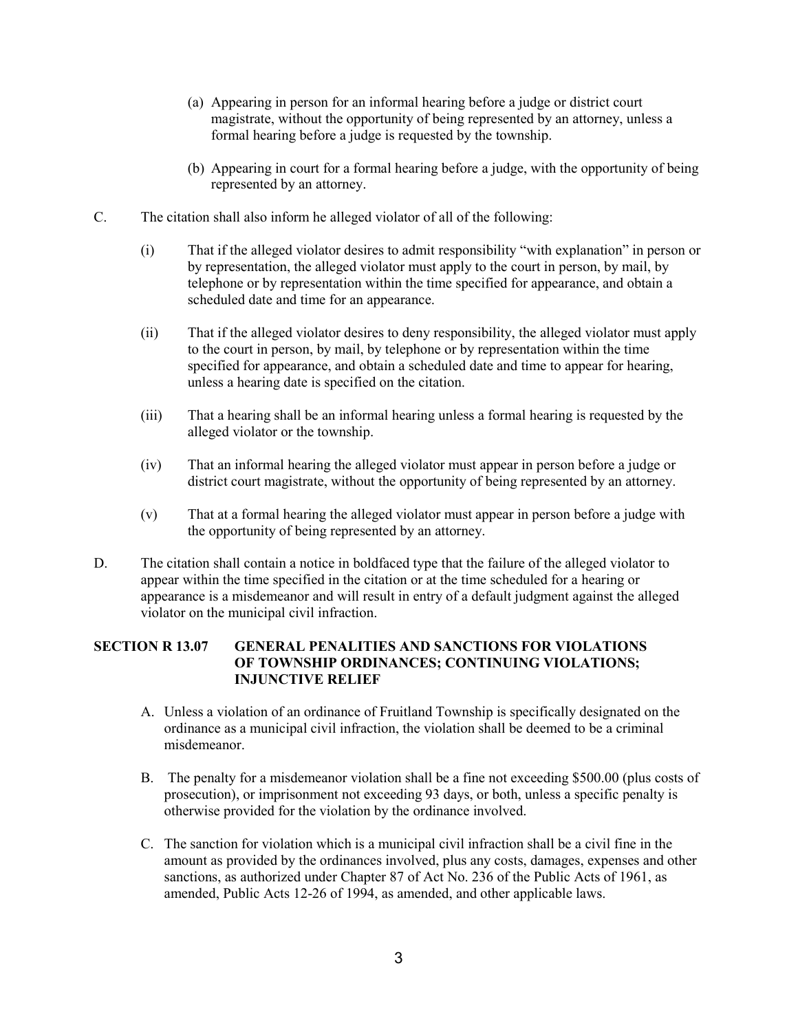(a) Appearing in person for an informal hearing before a judge or district court magistrate, without the opportunity of being represented by an attorney, unless a formal hearing before a judge is requested by the township.

(b) Appearing in court for a formal hearing before a judge, with the opportunity of being represented by an attorney.

C. The citation shall also inform he alleged violator of all of the following:

(i) That if the alleged violator desires to admit responsibility "with explanation" in person or by representation, the alleged violator must apply to the court in person, by mail, by telephone or by representation within the time specified for appearance, and obtain a scheduled date and time for an appearance.

(ii) That if the alleged violator desires to deny responsibility, the alleged violator must apply to the court in person, by mail, by telephone or by representation within the time specified for appearance, and obtain a scheduled date and time to appear for hearing, unless a hearing date is specified on the citation.

(iii) That a hearing shall be an informal hearing unless a formal hearing is requested by the alleged violator or the township.

(iv) That an informal hearing the alleged violator must appear in person before a judge or district court magistrate, without the opportunity of being represented by an attorney.

(v) That at a formal hearing the alleged violator must appear in person before a judge with the opportunity of being represented by an attorney.

D. The citation shall contain a notice in boldfaced type that the failure of the alleged violator to appear within the time specified in the citation or at the time scheduled for a hearing or appearance is a misdemeanor and will result in entry of a default judgment against the alleged violator on the municipal civil infraction.

**SECTION R 13.07 GENERAL PENALITIES AND SANCTIONS FOR VIOLATIONS OF TOWNSHIP ORDINANCES; CONTINUING VIOLATIONS; INJUNCTIVE RELIEF**

A. Unless a violation of an ordinance of Fruitland Township is specifically designated on the ordinance as a municipal civil infraction, the violation shall be deemed to be a criminal misdemeanor.

B. The penalty for a misdemeanor violation shall be a fine not exceeding $500.00 (plus costs of prosecution), or imprisonment not exceeding 93 days, or both, unless a specific penalty is otherwise provided for the violation by the ordinance involved.

C. The sanction for violation which is a municipal civil infraction shall be a civil fine in the amount as provided by the ordinances involved, plus any costs, damages, expenses and other sanctions, as authorized under Chapter 87 of Act No. 236 of the Public Acts of 1961, as amended, Public Acts 12-26 of 1994, as amended, and other applicable laws.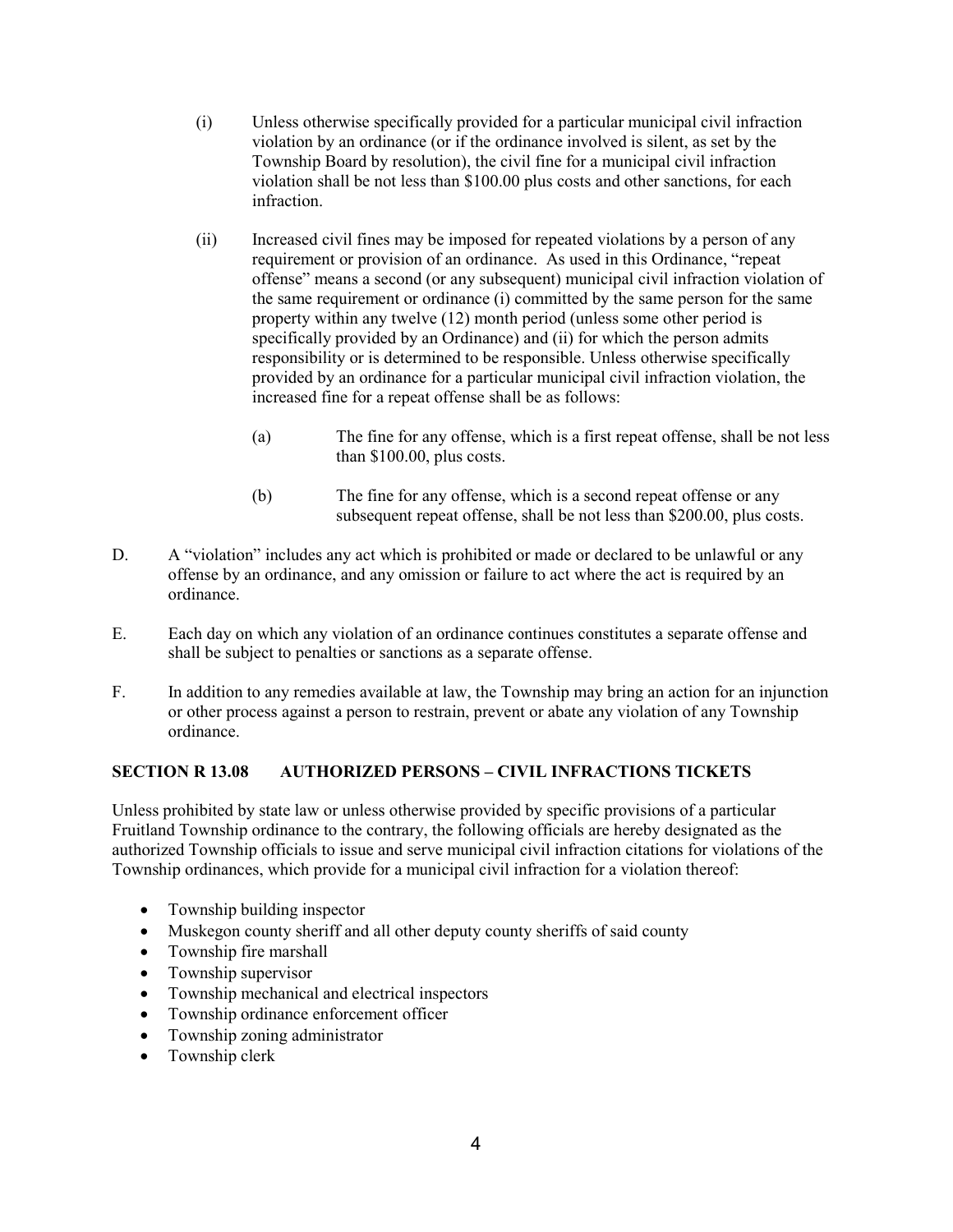(i) Unless otherwise specifically provided for a particular municipal civil infraction violation by an ordinance (or if the ordinance involved is silent, as set by the Township Board by resolution), the civil fine for a municipal civil infraction violation shall be not less than \$100.00 plus costs and other sanctions, for each infraction.

(ii) Increased civil fines may be imposed for repeated violations by a person of any requirement or provision of an ordinance. As used in this Ordinance, "repeat offense" means a second (or any subsequent) municipal civil infraction violation of the same requirement or ordinance (i) committed by the same person for the same property within any twelve (12) month period (unless some other period is specifically provided by an Ordinance) and (ii) for which the person admits responsibility or is determined to be responsible. Unless otherwise specifically provided by an ordinance for a particular municipal civil infraction violation, the increased fine for a repeat offense shall be as follows:

(a) The fine for any offense, which is a first repeat offense, shall be not less than \$100.00, plus costs.

(b) The fine for any offense, which is a second repeat offense or any subsequent repeat offense, shall be not less than \$200.00, plus costs.

D. A "violation" includes any act which is prohibited or made or declared to be unlawful or any offense by an ordinance, and any omission or failure to act where the act is required by an ordinance.

E. Each day on which any violation of an ordinance continues constitutes a separate offense and shall be subject to penalties or sanctions as a separate offense.

F. In addition to any remedies available at law, the Township may bring an action for an injunction or other process against a person to restrain, prevent or abate any violation of any Township ordinance.

## SECTION R 13.08 AUTHORIZED PERSONS – CIVIL INFRACTIONS TICKETS

Unless prohibited by state law or unless otherwise provided by specific provisions of a particular Fruitland Township ordinance to the contrary, the following officials are hereby designated as the authorized Township officials to issue and serve municipal civil infraction citations for violations of the Township ordinances, which provide for a municipal civil infraction for a violation thereof:

- Township building inspector
- Muskegon county sheriff and all other deputy county sheriffs of said county
- Township fire marshall
- Township supervisor
- Township mechanical and electrical inspectors
- Township ordinance enforcement officer
- Township zoning administrator
- Township clerk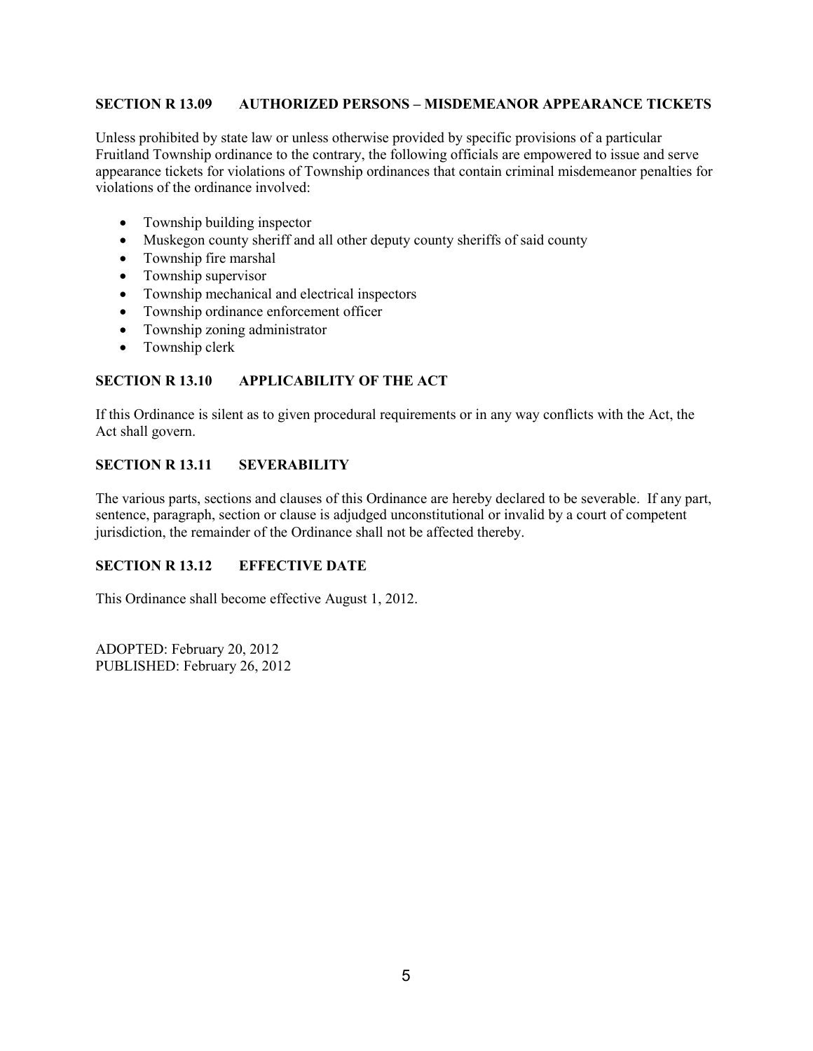### SECTION R 13.09 AUTHORIZED PERSONS – MISDEMEANOR APPEARANCE TICKETS

Unless prohibited by state law or unless otherwise provided by specific provisions of a particular Fruitland Township ordinance to the contrary, the following officials are empowered to issue and serve appearance tickets for violations of Township ordinances that contain criminal misdemeanor penalties for violations of the ordinance involved:

- Township building inspector
- Muskegon county sheriff and all other deputy county sheriffs of said county
- Township fire marshal
- Township supervisor
- Township mechanical and electrical inspectors
- Township ordinance enforcement officer
- Township zoning administrator
- Township clerk

### SECTION R 13.10 APPLICABILITY OF THE ACT

If this Ordinance is silent as to given procedural requirements or in any way conflicts with the Act, the Act shall govern.

### SECTION R 13.11 SEVERABILITY

The various parts, sections and clauses of this Ordinance are hereby declared to be severable. If any part, sentence, paragraph, section or clause is adjudged unconstitutional or invalid by a court of competent jurisdiction, the remainder of the Ordinance shall not be affected thereby.

### SECTION R 13.12 EFFECTIVE DATE

This Ordinance shall become effective August 1, 2012.

ADOPTED: February 20, 2012
PUBLISHED: February 26, 2012